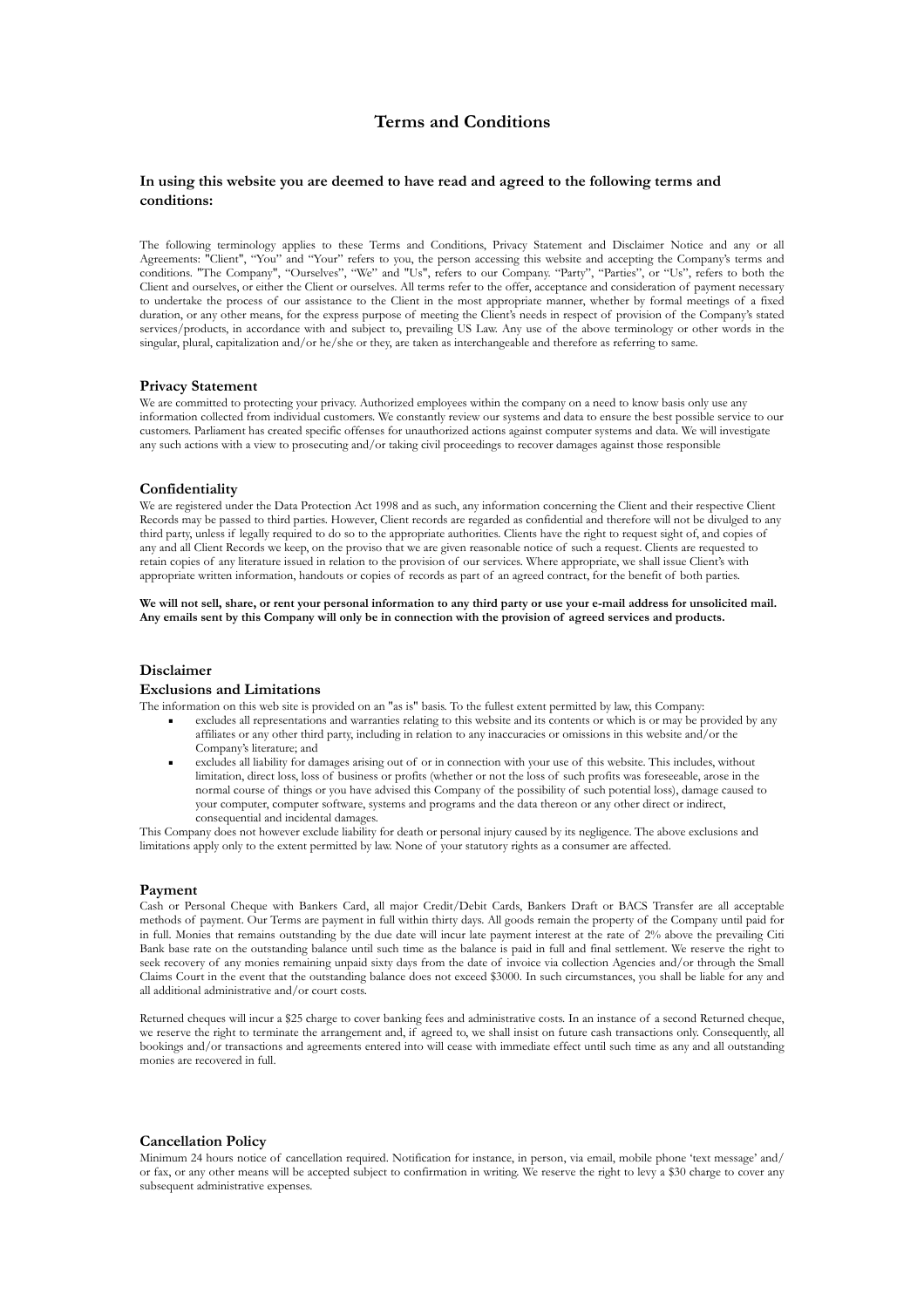# Terms and Conditions

### In using this website you are deemed to have read and agreed to the following terms and conditions:

The following terminology applies to these Terms and Conditions, Privacy Statement and Disclaimer Notice and any or all Agreements: "Client", "You" and "Your" refers to you, the person accessing this website and accepting the Company's terms and conditions. "The Company", "Ourselves", "We" and "Us", refers to our Company. "Party", "Parties", or "Us", refers to both the Client and ourselves, or either the Client or ourselves. All terms refer to the offer, acceptance and consideration of payment necessary to undertake the process of our assistance to the Client in the most appropriate manner, whether by formal meetings of a fixed duration, or any other means, for the express purpose of meeting the Client's needs in respect of provision of the Company's stated services/products, in accordance with and subject to, prevailing US Law. Any use of the above terminology or other words in the singular, plural, capitalization and/or he/she or they, are taken as interchangeable and therefore as referring to same.

## Privacy Statement

We are committed to protecting your privacy. Authorized employees within the company on a need to know basis only use any information collected from individual customers. We constantly review our systems and data to ensure the best possible service to our customers. Parliament has created specific offenses for unauthorized actions against computer systems and data. We will investigate any such actions with a view to prosecuting and/or taking civil proceedings to recover damages against those responsible

## Confidentiality

We are registered under the Data Protection Act 1998 and as such, any information concerning the Client and their respective Client Records may be passed to third parties. However, Client records are regarded as confidential and therefore will not be divulged to any third party, unless if legally required to do so to the appropriate authorities. Clients have the right to request sight of, and copies of any and all Client Records we keep, on the proviso that we are given reasonable notice of such a request. Clients are requested to retain copies of any literature issued in relation to the provision of our services. Where appropriate, we shall issue Client's with appropriate written information, handouts or copies of records as part of an agreed contract, for the benefit of both parties.

**We will not sell, share, or rent your personal information to any third party or use your e-mail address for unsolicited mail. Any emails sent by this Company will only be in connection with the provision of agreed services and products.**

## Disclaimer

### Exclusions and Limitations

The information on this web site is provided on an "as is" basis. To the fullest extent permitted by law, this Company:

- excludes all representations and warranties relating to this website and its contents or which is or may be provided by any affiliates or any other third party, including in relation to any inaccuracies or omissions in this website and/or the Company's literature; and
- excludes all liability for damages arising out of or in connection with your use of this website. This includes, without limitation, direct loss, loss of business or profits (whether or not the loss of such profits was foreseeable, arose in the normal course of things or you have advised this Company of the possibility of such potential loss), damage caused to your computer, computer software, systems and programs and the data thereon or any other direct or indirect, consequential and incidental damages.

This Company does not however exclude liability for death or personal injury caused by its negligence. The above exclusions and limitations apply only to the extent permitted by law. None of your statutory rights as a consumer are affected.

## Payment

Cash or Personal Cheque with Bankers Card, all major Credit/Debit Cards, Bankers Draft or BACS Transfer are all acceptable methods of payment. Our Terms are payment in full within thirty days. All goods remain the property of the Company until paid for in full. Monies that remains outstanding by the due date will incur late payment interest at the rate of 2% above the prevailing Citi Bank base rate on the outstanding balance until such time as the balance is paid in full and final settlement. We reserve the right to seek recovery of any monies remaining unpaid sixty days from the date of invoice via collection Agencies and/or through the Small Claims Court in the event that the outstanding balance does not exceed $3000. In such circumstances, you shall be liable for any and all additional administrative and/or court costs.

Returned cheques will incur a $25 charge to cover banking fees and administrative costs. In an instance of a second Returned cheque, we reserve the right to terminate the arrangement and, if agreed to, we shall insist on future cash transactions only. Consequently, all bookings and/or transactions and agreements entered into will cease with immediate effect until such time as any and all outstanding monies are recovered in full.

## Cancellation Policy

Minimum 24 hours notice of cancellation required. Notification for instance, in person, via email, mobile phone 'text message' and/or fax, or any other means will be accepted subject to confirmation in writing. We reserve the right to levy a $30 charge to cover any subsequent administrative expenses.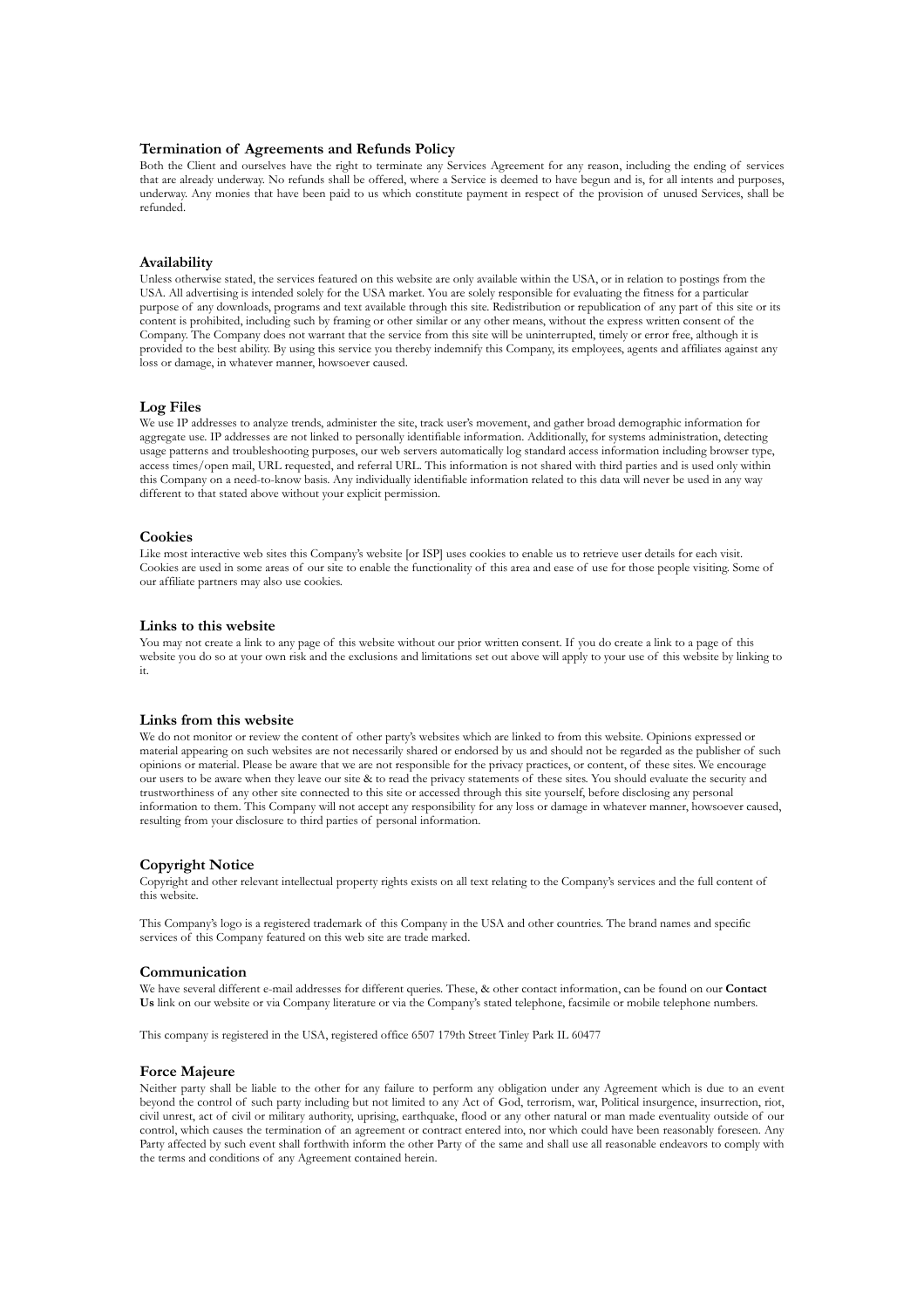### Termination of Agreements and Refunds Policy

Both the Client and ourselves have the right to terminate any Services Agreement for any reason, including the ending of services that are already underway. No refunds shall be offered, where a Service is deemed to have begun and is, for all intents and purposes, underway. Any monies that have been paid to us which constitute payment in respect of the provision of unused Services, shall be refunded.

### Availability

Unless otherwise stated, the services featured on this website are only available within the USA, or in relation to postings from the USA. All advertising is intended solely for the USA market. You are solely responsible for evaluating the fitness for a particular purpose of any downloads, programs and text available through this site. Redistribution or republication of any part of this site or its content is prohibited, including such by framing or other similar or any other means, without the express written consent of the Company. The Company does not warrant that the service from this site will be uninterrupted, timely or error free, although it is provided to the best ability. By using this service you thereby indemnify this Company, its employees, agents and affiliates against any loss or damage, in whatever manner, howsoever caused.

### Log Files

We use IP addresses to analyze trends, administer the site, track user's movement, and gather broad demographic information for aggregate use. IP addresses are not linked to personally identifiable information. Additionally, for systems administration, detecting usage patterns and troubleshooting purposes, our web servers automatically log standard access information including browser type, access times/open mail, URL requested, and referral URL. This information is not shared with third parties and is used only within this Company on a need-to-know basis. Any individually identifiable information related to this data will never be used in any way different to that stated above without your explicit permission.

### Cookies

Like most interactive web sites this Company's website [or ISP] uses cookies to enable us to retrieve user details for each visit. Cookies are used in some areas of our site to enable the functionality of this area and ease of use for those people visiting. Some of our affiliate partners may also use cookies.

### Links to this website

You may not create a link to any page of this website without our prior written consent. If you do create a link to a page of this website you do so at your own risk and the exclusions and limitations set out above will apply to your use of this website by linking to it.

### Links from this website

We do not monitor or review the content of other party's websites which are linked to from this website. Opinions expressed or material appearing on such websites are not necessarily shared or endorsed by us and should not be regarded as the publisher of such opinions or material. Please be aware that we are not responsible for the privacy practices, or content, of these sites. We encourage our users to be aware when they leave our site & to read the privacy statements of these sites. You should evaluate the security and trustworthiness of any other site connected to this site or accessed through this site yourself, before disclosing any personal information to them. This Company will not accept any responsibility for any loss or damage in whatever manner, howsoever caused, resulting from your disclosure to third parties of personal information.

### Copyright Notice

Copyright and other relevant intellectual property rights exists on all text relating to the Company's services and the full content of this website.

This Company's logo is a registered trademark of this Company in the USA and other countries. The brand names and specific services of this Company featured on this web site are trade marked.

### Communication

We have several different e-mail addresses for different queries. These, & other contact information, can be found on our **Contact Us** link on our website or via Company literature or via the Company's stated telephone, facsimile or mobile telephone numbers.

This company is registered in the USA, registered office 6507 179th Street Tinley Park IL 60477

### Force Majeure

Neither party shall be liable to the other for any failure to perform any obligation under any Agreement which is due to an event beyond the control of such party including but not limited to any Act of God, terrorism, war, Political insurgence, insurrection, riot, civil unrest, act of civil or military authority, uprising, earthquake, flood or any other natural or man made eventuality outside of our control, which causes the termination of an agreement or contract entered into, nor which could have been reasonably foreseen. Any Party affected by such event shall forthwith inform the other Party of the same and shall use all reasonable endeavors to comply with the terms and conditions of any Agreement contained herein.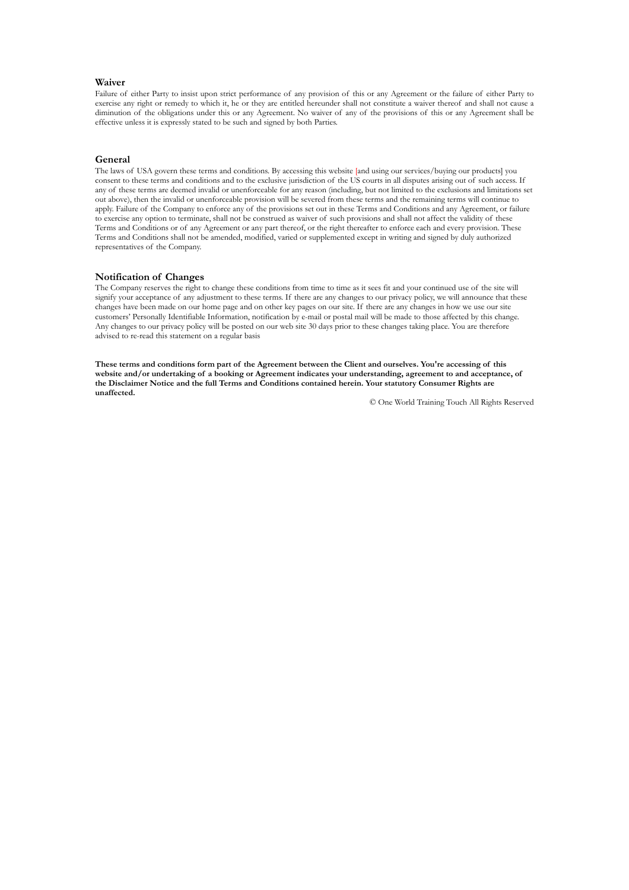## Waiver

Failure of either Party to insist upon strict performance of any provision of this or any Agreement or the failure of either Party to exercise any right or remedy to which it, he or they are entitled hereunder shall not constitute a waiver thereof and shall not cause a diminution of the obligations under this or any Agreement. No waiver of any of the provisions of this or any Agreement shall be effective unless it is expressly stated to be such and signed by both Parties.

## General

The laws of USA govern these terms and conditions. By accessing this website [and using our services/buying our products] you consent to these terms and conditions and to the exclusive jurisdiction of the US courts in all disputes arising out of such access. If any of these terms are deemed invalid or unenforceable for any reason (including, but not limited to the exclusions and limitations set out above), then the invalid or unenforceable provision will be severed from these terms and the remaining terms will continue to apply. Failure of the Company to enforce any of the provisions set out in these Terms and Conditions and any Agreement, or failure to exercise any option to terminate, shall not be construed as waiver of such provisions and shall not affect the validity of these Terms and Conditions or of any Agreement or any part thereof, or the right thereafter to enforce each and every provision. These Terms and Conditions shall not be amended, modified, varied or supplemented except in writing and signed by duly authorized representatives of the Company.

## Notification of Changes

The Company reserves the right to change these conditions from time to time as it sees fit and your continued use of the site will signify your acceptance of any adjustment to these terms. If there are any changes to our privacy policy, we will announce that these changes have been made on our home page and on other key pages on our site. If there are any changes in how we use our site customers' Personally Identifiable Information, notification by e-mail or postal mail will be made to those affected by this change. Any changes to our privacy policy will be posted on our web site 30 days prior to these changes taking place. You are therefore advised to re-read this statement on a regular basis

**These terms and conditions form part of the Agreement between the Client and ourselves. You're accessing of this website and/or undertaking of a booking or Agreement indicates your understanding, agreement to and acceptance, of the Disclaimer Notice and the full Terms and Conditions contained herein. Your statutory Consumer Rights are unaffected.**

© One World Training Touch All Rights Reserved